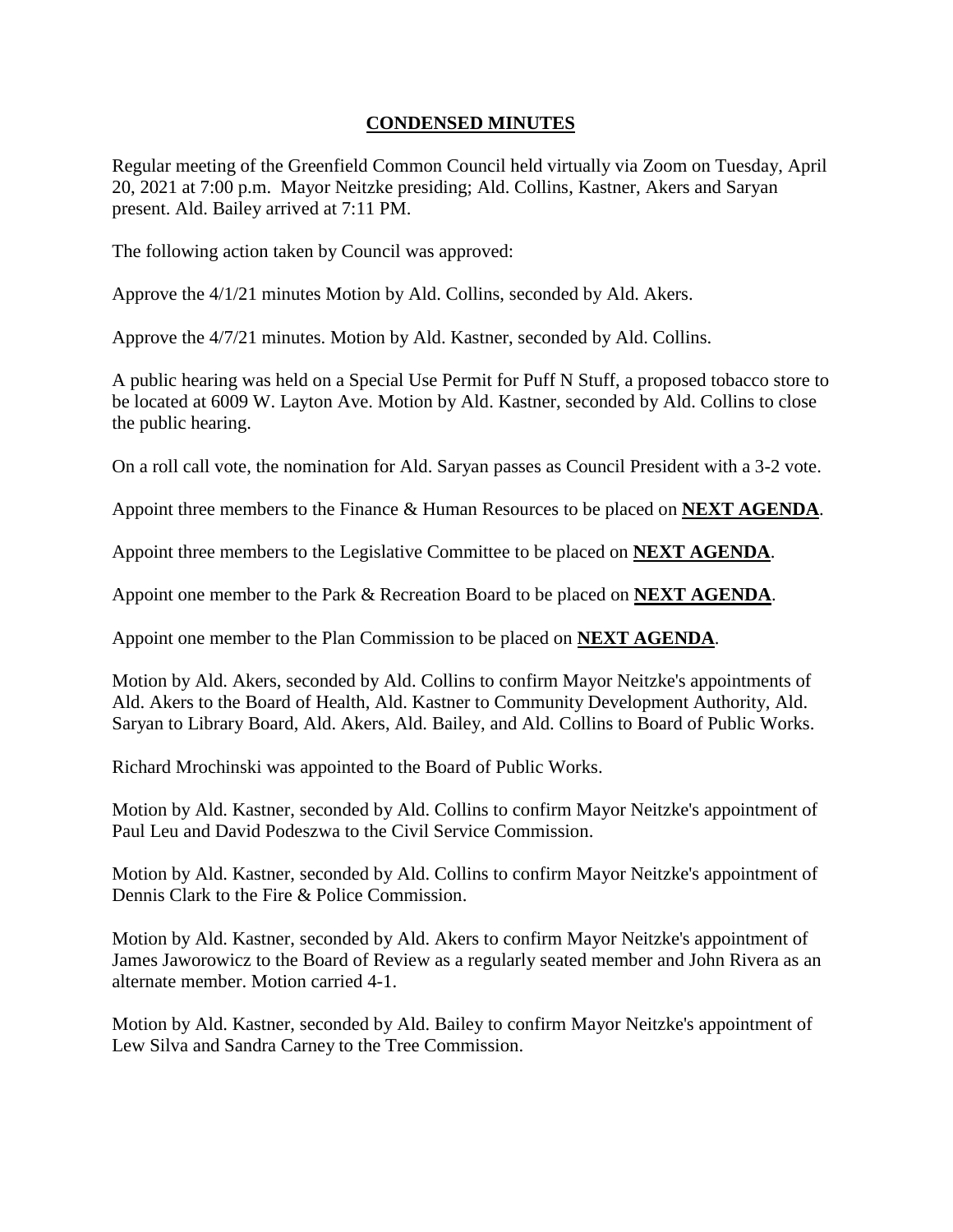# CONDENSED MINUTES

Regular meeting of the Greenfield Common Council held virtually via Zoom on Tuesday, April 20, 2021 at 7:00 p.m. Mayor Neitzke presiding; Ald. Collins, Kastner, Akers and Saryan present. Ald. Bailey arrived at 7:11 PM.

The following action taken by Council was approved:

Approve the 4/1/21 minutes Motion by Ald. Collins, seconded by Ald. Akers.

Approve the 4/7/21 minutes. Motion by Ald. Kastner, seconded by Ald. Collins.

A public hearing was held on a Special Use Permit for Puff N Stuff, a proposed tobacco store to be located at 6009 W. Layton Ave. Motion by Ald. Kastner, seconded by Ald. Collins to close the public hearing.

On a roll call vote, the nomination for Ald. Saryan passes as Council President with a 3-2 vote.

Appoint three members to the Finance & Human Resources to be placed on **NEXT AGENDA**.

Appoint three members to the Legislative Committee to be placed on **NEXT AGENDA**.

Appoint one member to the Park & Recreation Board to be placed on **NEXT AGENDA**.

Appoint one member to the Plan Commission to be placed on **NEXT AGENDA**.

Motion by Ald. Akers, seconded by Ald. Collins to confirm Mayor Neitzke's appointments of Ald. Akers to the Board of Health, Ald. Kastner to Community Development Authority, Ald. Saryan to Library Board, Ald. Akers, Ald. Bailey, and Ald. Collins to Board of Public Works.

Richard Mrochinski was appointed to the Board of Public Works.

Motion by Ald. Kastner, seconded by Ald. Collins to confirm Mayor Neitzke's appointment of Paul Leu and David Podeszwa to the Civil Service Commission.

Motion by Ald. Kastner, seconded by Ald. Collins to confirm Mayor Neitzke's appointment of Dennis Clark to the Fire & Police Commission.

Motion by Ald. Kastner, seconded by Ald. Akers to confirm Mayor Neitzke's appointment of James Jaworowicz to the Board of Review as a regularly seated member and John Rivera as an alternate member. Motion carried 4-1.

Motion by Ald. Kastner, seconded by Ald. Bailey to confirm Mayor Neitzke's appointment of Lew Silva and Sandra Carney to the Tree Commission.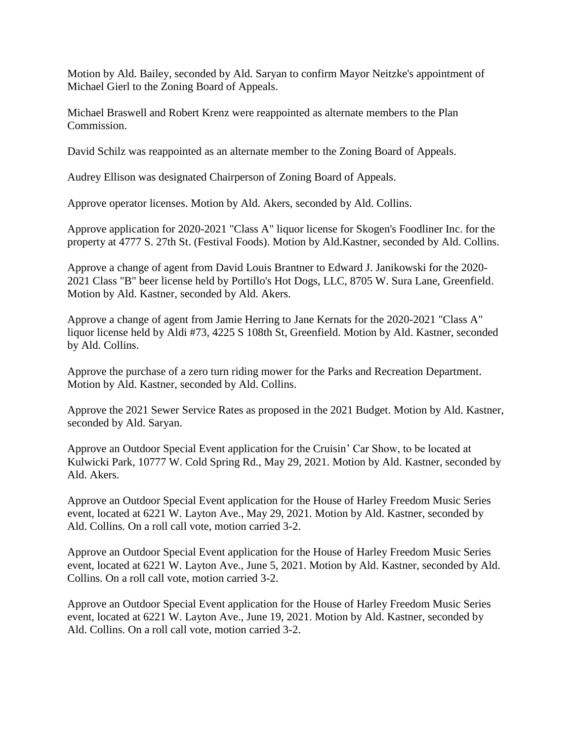Motion by Ald. Bailey, seconded by Ald. Saryan to confirm Mayor Neitzke's appointment of Michael Gierl to the Zoning Board of Appeals.

Michael Braswell and Robert Krenz were reappointed as alternate members to the Plan Commission.

David Schilz was reappointed as an alternate member to the Zoning Board of Appeals.

Audrey Ellison was designated Chairperson of Zoning Board of Appeals.

Approve operator licenses. Motion by Ald. Akers, seconded by Ald. Collins.

Approve application for 2020-2021 "Class A" liquor license for Skogen's Foodliner Inc. for the property at 4777 S. 27th St. (Festival Foods). Motion by Ald.Kastner, seconded by Ald. Collins.

Approve a change of agent from David Louis Brantner to Edward J. Janikowski for the 2020-2021 Class "B" beer license held by Portillo's Hot Dogs, LLC, 8705 W. Sura Lane, Greenfield. Motion by Ald. Kastner, seconded by Ald. Akers.

Approve a change of agent from Jamie Herring to Jane Kernats for the 2020-2021 "Class A" liquor license held by Aldi #73, 4225 S 108th St, Greenfield. Motion by Ald. Kastner, seconded by Ald. Collins.

Approve the purchase of a zero turn riding mower for the Parks and Recreation Department. Motion by Ald. Kastner, seconded by Ald. Collins.

Approve the 2021 Sewer Service Rates as proposed in the 2021 Budget. Motion by Ald. Kastner, seconded by Ald. Saryan.

Approve an Outdoor Special Event application for the Cruisin' Car Show, to be located at Kulwicki Park, 10777 W. Cold Spring Rd., May 29, 2021. Motion by Ald. Kastner, seconded by Ald. Akers.

Approve an Outdoor Special Event application for the House of Harley Freedom Music Series event, located at 6221 W. Layton Ave., May 29, 2021. Motion by Ald. Kastner, seconded by Ald. Collins. On a roll call vote, motion carried 3-2.

Approve an Outdoor Special Event application for the House of Harley Freedom Music Series event, located at 6221 W. Layton Ave., June 5, 2021. Motion by Ald. Kastner, seconded by Ald. Collins. On a roll call vote, motion carried 3-2.

Approve an Outdoor Special Event application for the House of Harley Freedom Music Series event, located at 6221 W. Layton Ave., June 19, 2021. Motion by Ald. Kastner, seconded by Ald. Collins. On a roll call vote, motion carried 3-2.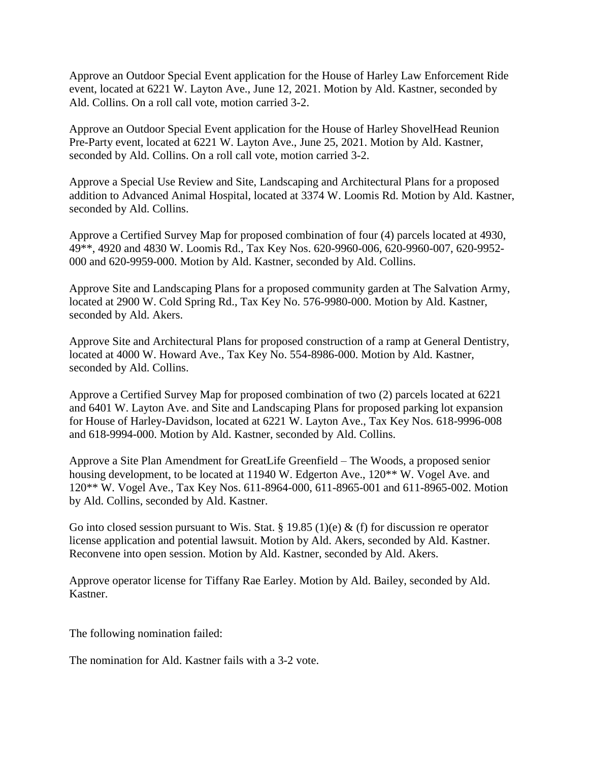Approve an Outdoor Special Event application for the House of Harley Law Enforcement Ride event, located at 6221 W. Layton Ave., June 12, 2021. Motion by Ald. Kastner, seconded by Ald. Collins. On a roll call vote, motion carried 3-2.

Approve an Outdoor Special Event application for the House of Harley ShovelHead Reunion Pre-Party event, located at 6221 W. Layton Ave., June 25, 2021. Motion by Ald. Kastner, seconded by Ald. Collins. On a roll call vote, motion carried 3-2.

Approve a Special Use Review and Site, Landscaping and Architectural Plans for a proposed addition to Advanced Animal Hospital, located at 3374 W. Loomis Rd. Motion by Ald. Kastner, seconded by Ald. Collins.

Approve a Certified Survey Map for proposed combination of four (4) parcels located at 4930, 49**, 4920 and 4830 W. Loomis Rd., Tax Key Nos. 620-9960-006, 620-9960-007, 620-9952-000 and 620-9959-000. Motion by Ald. Kastner, seconded by Ald. Collins.

Approve Site and Landscaping Plans for a proposed community garden at The Salvation Army, located at 2900 W. Cold Spring Rd., Tax Key No. 576-9980-000. Motion by Ald. Kastner, seconded by Ald. Akers.

Approve Site and Architectural Plans for proposed construction of a ramp at General Dentistry, located at 4000 W. Howard Ave., Tax Key No. 554-8986-000. Motion by Ald. Kastner, seconded by Ald. Collins.

Approve a Certified Survey Map for proposed combination of two (2) parcels located at 6221 and 6401 W. Layton Ave. and Site and Landscaping Plans for proposed parking lot expansion for House of Harley-Davidson, located at 6221 W. Layton Ave., Tax Key Nos. 618-9996-008 and 618-9994-000. Motion by Ald. Kastner, seconded by Ald. Collins.

Approve a Site Plan Amendment for GreatLife Greenfield – The Woods, a proposed senior housing development, to be located at 11940 W. Edgerton Ave., 120** W. Vogel Ave. and 120** W. Vogel Ave., Tax Key Nos. 611-8964-000, 611-8965-001 and 611-8965-002. Motion by Ald. Collins, seconded by Ald. Kastner.

Go into closed session pursuant to Wis. Stat. § 19.85 (1)(e) & (f) for discussion re operator license application and potential lawsuit. Motion by Ald. Akers, seconded by Ald. Kastner. Reconvene into open session. Motion by Ald. Kastner, seconded by Ald. Akers.

Approve operator license for Tiffany Rae Earley. Motion by Ald. Bailey, seconded by Ald. Kastner.

The following nomination failed:

The nomination for Ald. Kastner fails with a 3-2 vote.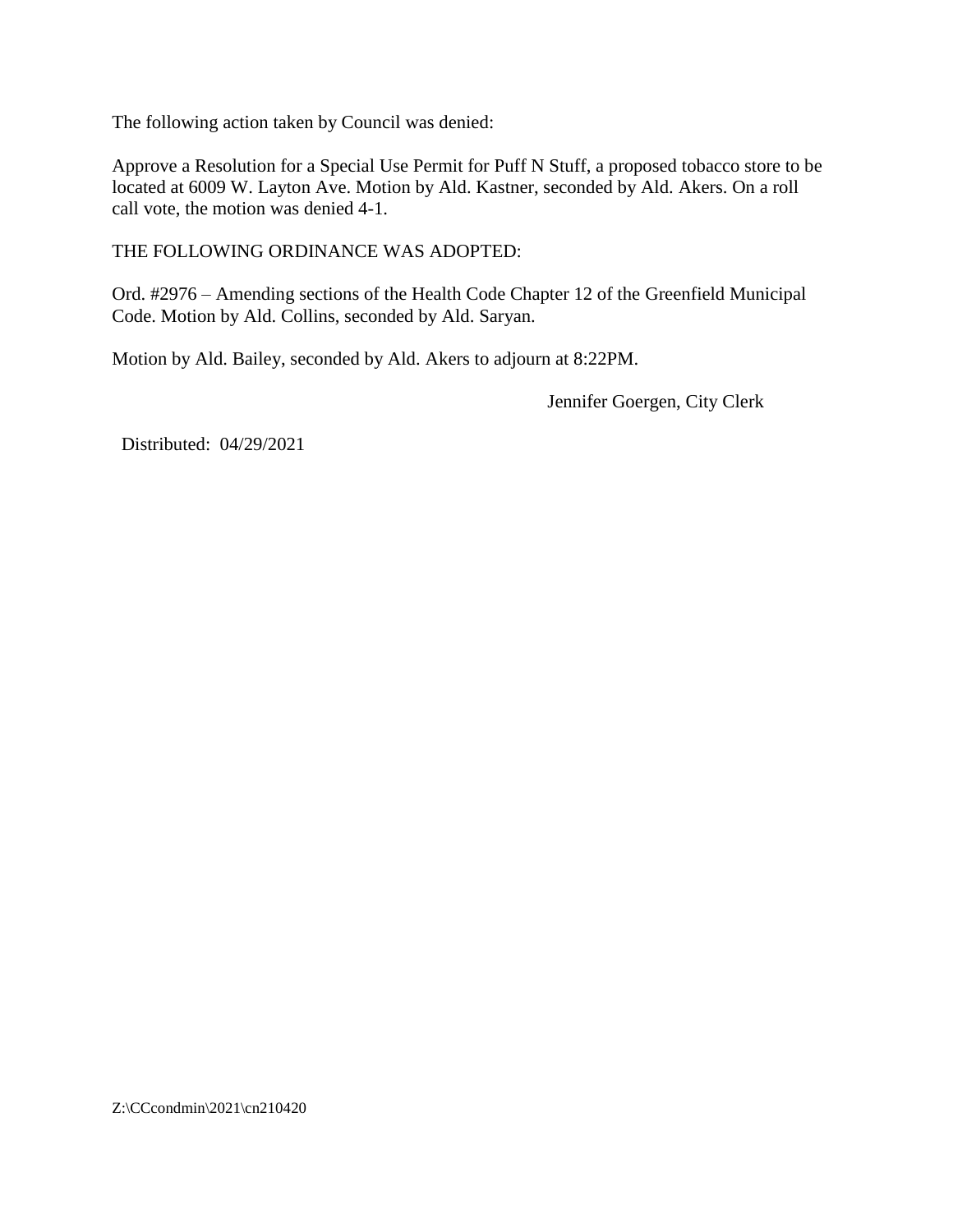The following action taken by Council was denied:

Approve a Resolution for a Special Use Permit for Puff N Stuff, a proposed tobacco store to be located at 6009 W. Layton Ave. Motion by Ald. Kastner, seconded by Ald. Akers. On a roll call vote, the motion was denied 4-1.

THE FOLLOWING ORDINANCE WAS ADOPTED:

Ord. #2976 – Amending sections of the Health Code Chapter 12 of the Greenfield Municipal Code. Motion by Ald. Collins, seconded by Ald. Saryan.

Motion by Ald. Bailey, seconded by Ald. Akers to adjourn at 8:22PM.

Jennifer Goergen, City Clerk

Distributed: 04/29/2021

Z:\CCcondmin\2021\cn210420